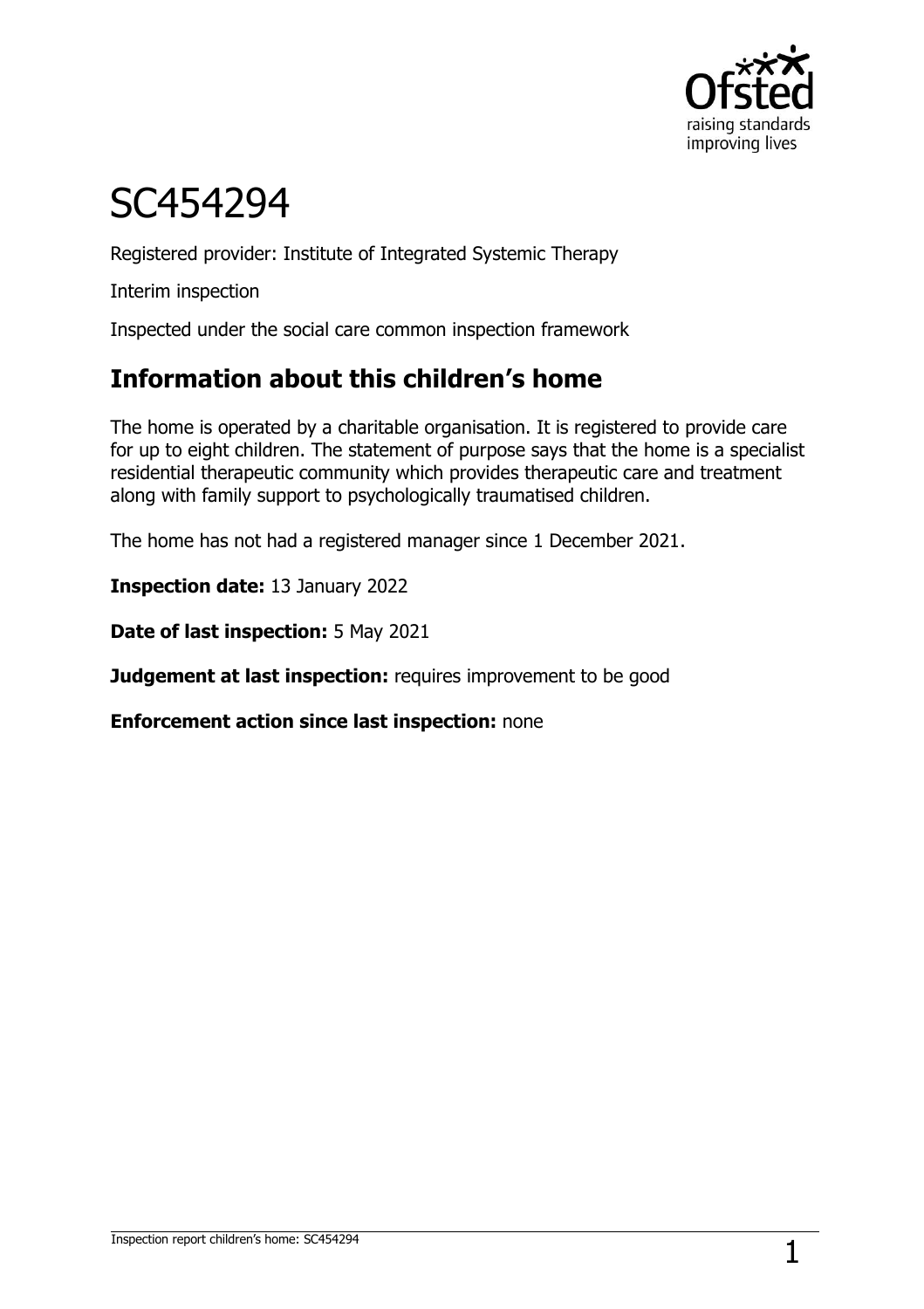# SC454294

Registered provider: Institute of Integrated Systemic Therapy

Interim inspection

Inspected under the social care common inspection framework

## Information about this children's home

The home is operated by a charitable organisation. It is registered to provide care for up to eight children. The statement of purpose says that the home is a specialist residential therapeutic community which provides therapeutic care and treatment along with family support to psychologically traumatised children.

The home has not had a registered manager since 1 December 2021.

**Inspection date:** 13 January 2022

**Date of last inspection:** 5 May 2021

**Judgement at last inspection:** requires improvement to be good

**Enforcement action since last inspection:** none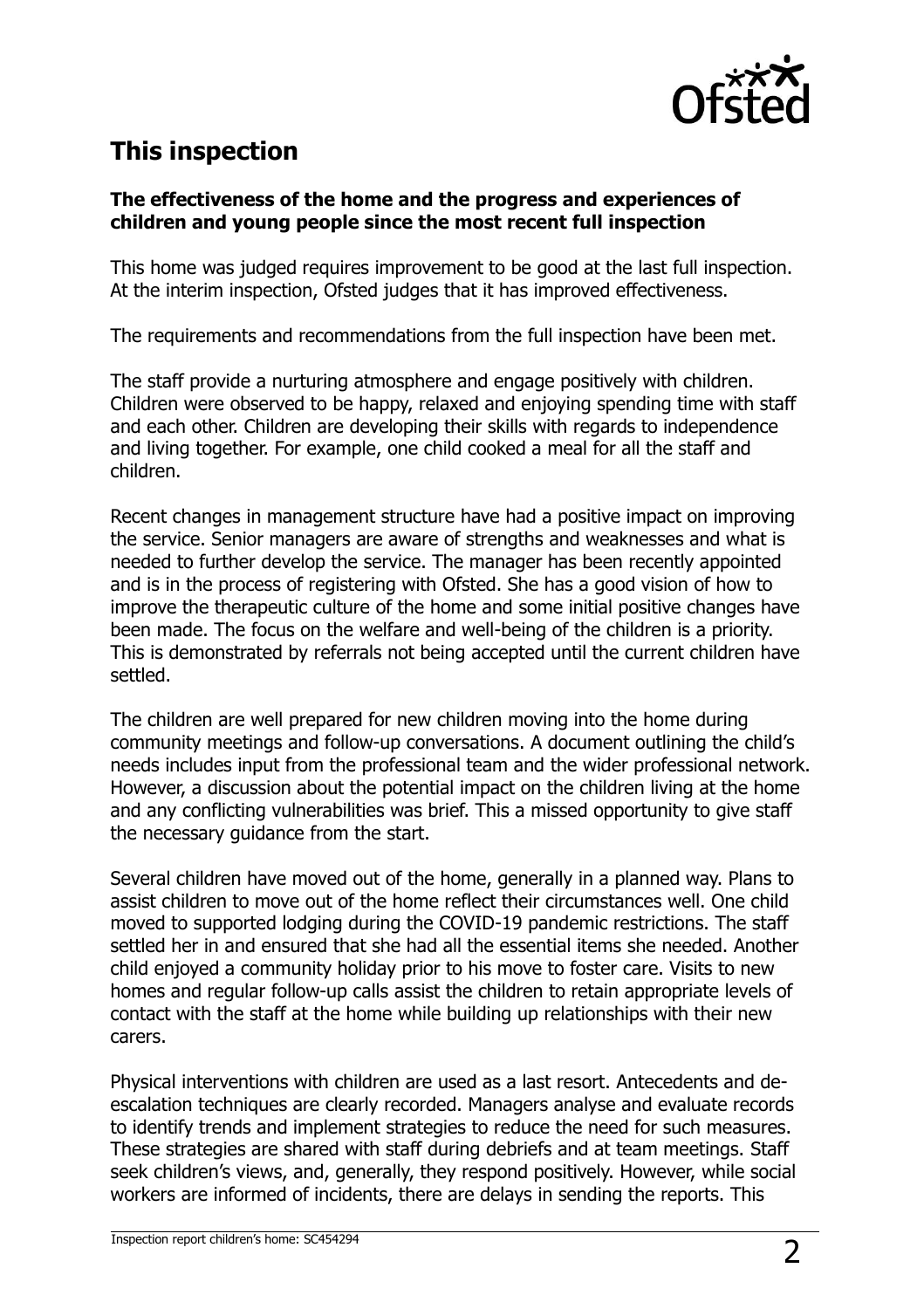## This inspection

**The effectiveness of the home and the progress and experiences of children and young people since the most recent full inspection**

This home was judged requires improvement to be good at the last full inspection. At the interim inspection, Ofsted judges that it has improved effectiveness.

The requirements and recommendations from the full inspection have been met.

The staff provide a nurturing atmosphere and engage positively with children. Children were observed to be happy, relaxed and enjoying spending time with staff and each other. Children are developing their skills with regards to independence and living together. For example, one child cooked a meal for all the staff and children.

Recent changes in management structure have had a positive impact on improving the service. Senior managers are aware of strengths and weaknesses and what is needed to further develop the service. The manager has been recently appointed and is in the process of registering with Ofsted. She has a good vision of how to improve the therapeutic culture of the home and some initial positive changes have been made. The focus on the welfare and well-being of the children is a priority. This is demonstrated by referrals not being accepted until the current children have settled.

The children are well prepared for new children moving into the home during community meetings and follow-up conversations. A document outlining the child's needs includes input from the professional team and the wider professional network. However, a discussion about the potential impact on the children living at the home and any conflicting vulnerabilities was brief. This a missed opportunity to give staff the necessary guidance from the start.

Several children have moved out of the home, generally in a planned way. Plans to assist children to move out of the home reflect their circumstances well. One child moved to supported lodging during the COVID-19 pandemic restrictions. The staff settled her in and ensured that she had all the essential items she needed. Another child enjoyed a community holiday prior to his move to foster care. Visits to new homes and regular follow-up calls assist the children to retain appropriate levels of contact with the staff at the home while building up relationships with their new carers.

Physical interventions with children are used as a last resort. Antecedents and de-escalation techniques are clearly recorded. Managers analyse and evaluate records to identify trends and implement strategies to reduce the need for such measures. These strategies are shared with staff during debriefs and at team meetings. Staff seek children's views, and, generally, they respond positively. However, while social workers are informed of incidents, there are delays in sending the reports. This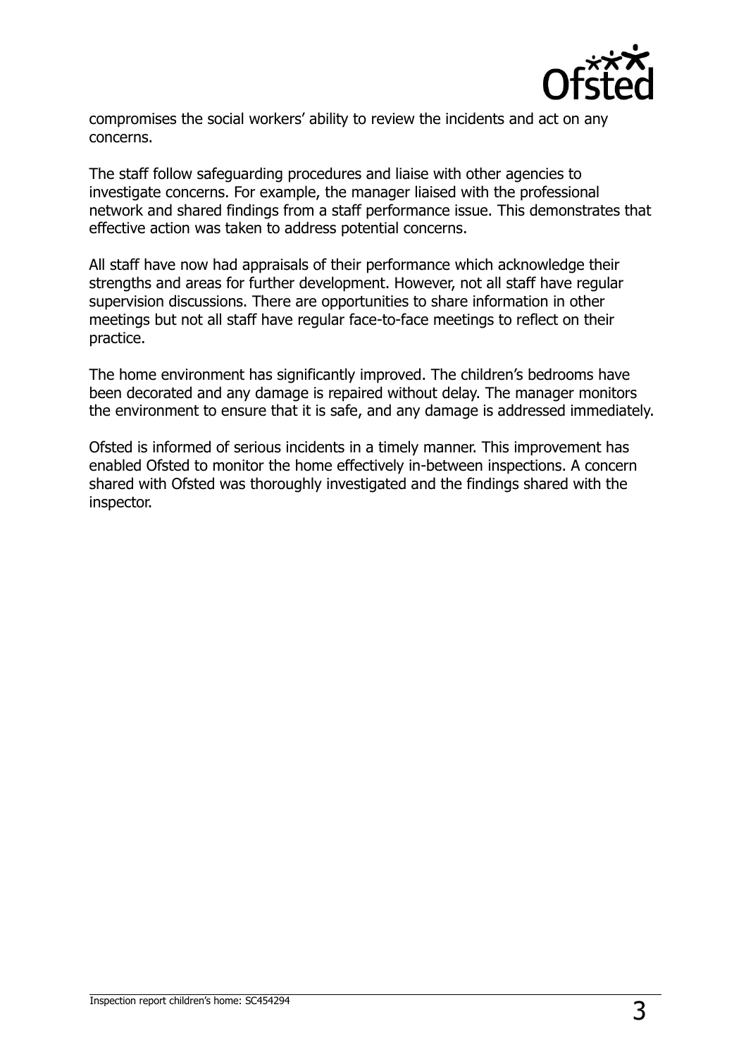compromises the social workers' ability to review the incidents and act on any concerns.

The staff follow safeguarding procedures and liaise with other agencies to investigate concerns. For example, the manager liaised with the professional network and shared findings from a staff performance issue. This demonstrates that effective action was taken to address potential concerns.

All staff have now had appraisals of their performance which acknowledge their strengths and areas for further development. However, not all staff have regular supervision discussions. There are opportunities to share information in other meetings but not all staff have regular face-to-face meetings to reflect on their practice.

The home environment has significantly improved. The children's bedrooms have been decorated and any damage is repaired without delay. The manager monitors the environment to ensure that it is safe, and any damage is addressed immediately.

Ofsted is informed of serious incidents in a timely manner. This improvement has enabled Ofsted to monitor the home effectively in-between inspections. A concern shared with Ofsted was thoroughly investigated and the findings shared with the inspector.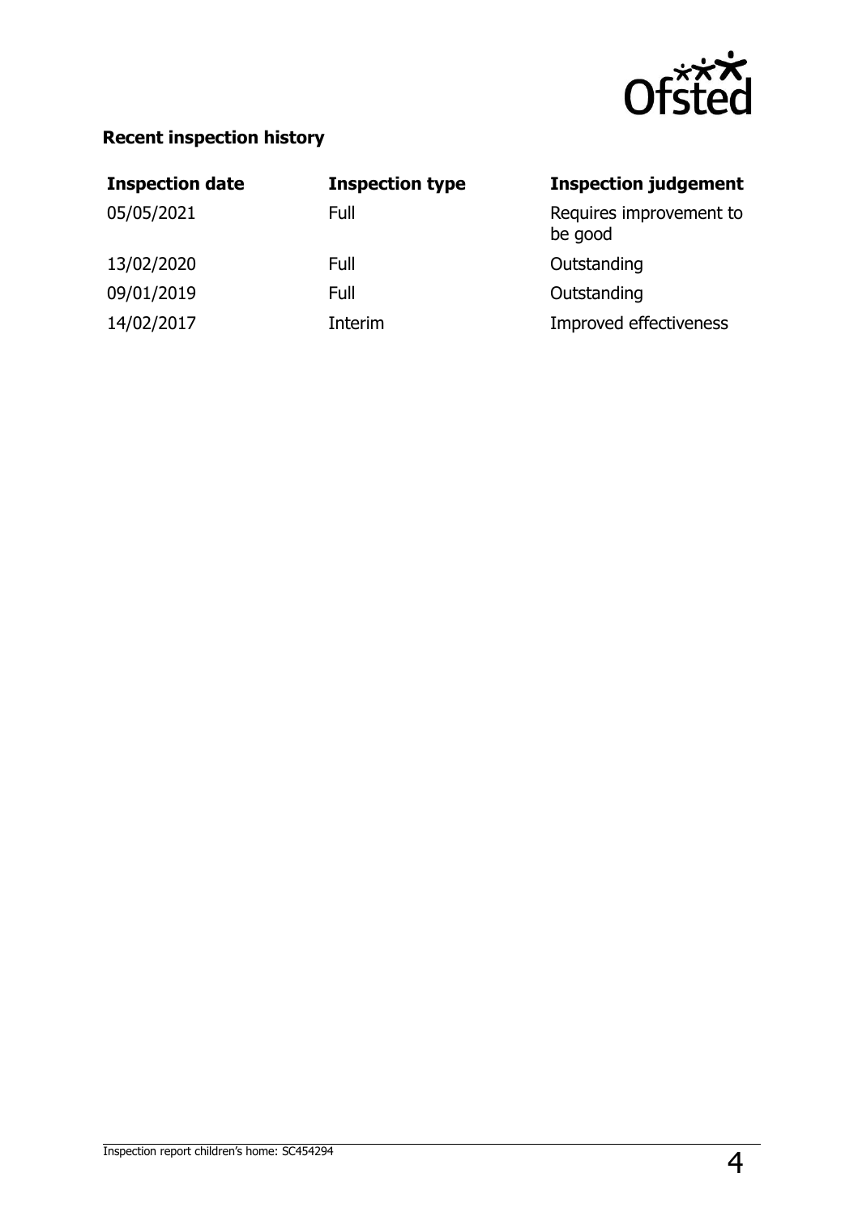**Recent inspection history**

| Inspection date | Inspection type | Inspection judgement |
|---|---|---|
| 05/05/2021 | Full | Requires improvement to be good |
| 13/02/2020 | Full | Outstanding |
| 09/01/2019 | Full | Outstanding |
| 14/02/2017 | Interim | Improved effectiveness |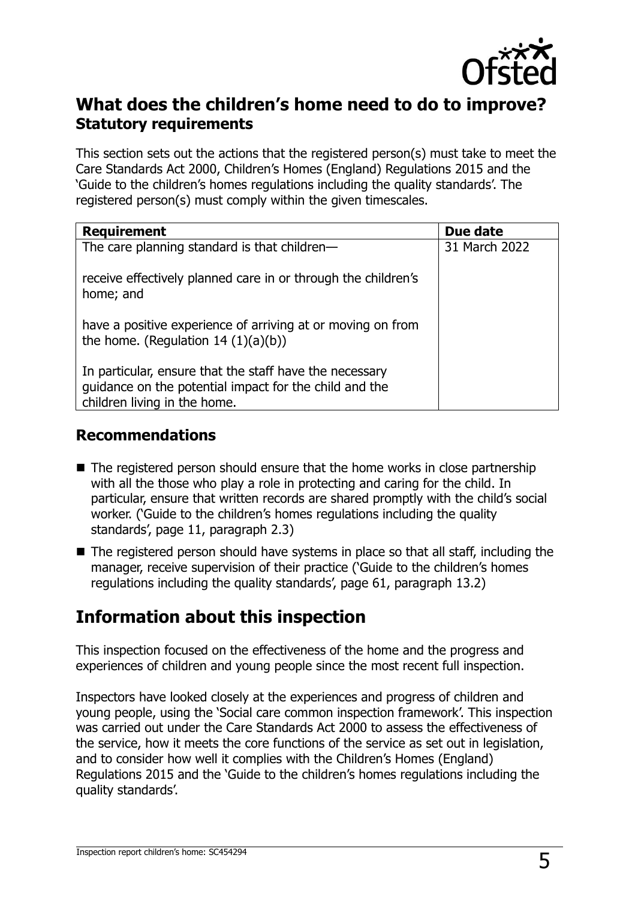## What does the children's home need to do to improve?

### Statutory requirements

This section sets out the actions that the registered person(s) must take to meet the Care Standards Act 2000, Children's Homes (England) Regulations 2015 and the 'Guide to the children's homes regulations including the quality standards'. The registered person(s) must comply within the given timescales.

| Requirement | Due date |
|---|---|
| The care planning standard is that children—<br><br>receive effectively planned care in or through the children's home; and<br><br>have a positive experience of arriving at or moving on from the home. (Regulation 14 (1)(a)(b))<br><br>In particular, ensure that the staff have the necessary guidance on the potential impact for the child and the children living in the home. | 31 March 2022 |

### Recommendations

- The registered person should ensure that the home works in close partnership with all the those who play a role in protecting and caring for the child. In particular, ensure that written records are shared promptly with the child's social worker. ('Guide to the children's homes regulations including the quality standards', page 11, paragraph 2.3)
- The registered person should have systems in place so that all staff, including the manager, receive supervision of their practice ('Guide to the children's homes regulations including the quality standards', page 61, paragraph 13.2)

## Information about this inspection

This inspection focused on the effectiveness of the home and the progress and experiences of children and young people since the most recent full inspection.

Inspectors have looked closely at the experiences and progress of children and young people, using the 'Social care common inspection framework'. This inspection was carried out under the Care Standards Act 2000 to assess the effectiveness of the service, how it meets the core functions of the service as set out in legislation, and to consider how well it complies with the Children's Homes (England) Regulations 2015 and the 'Guide to the children's homes regulations including the quality standards'.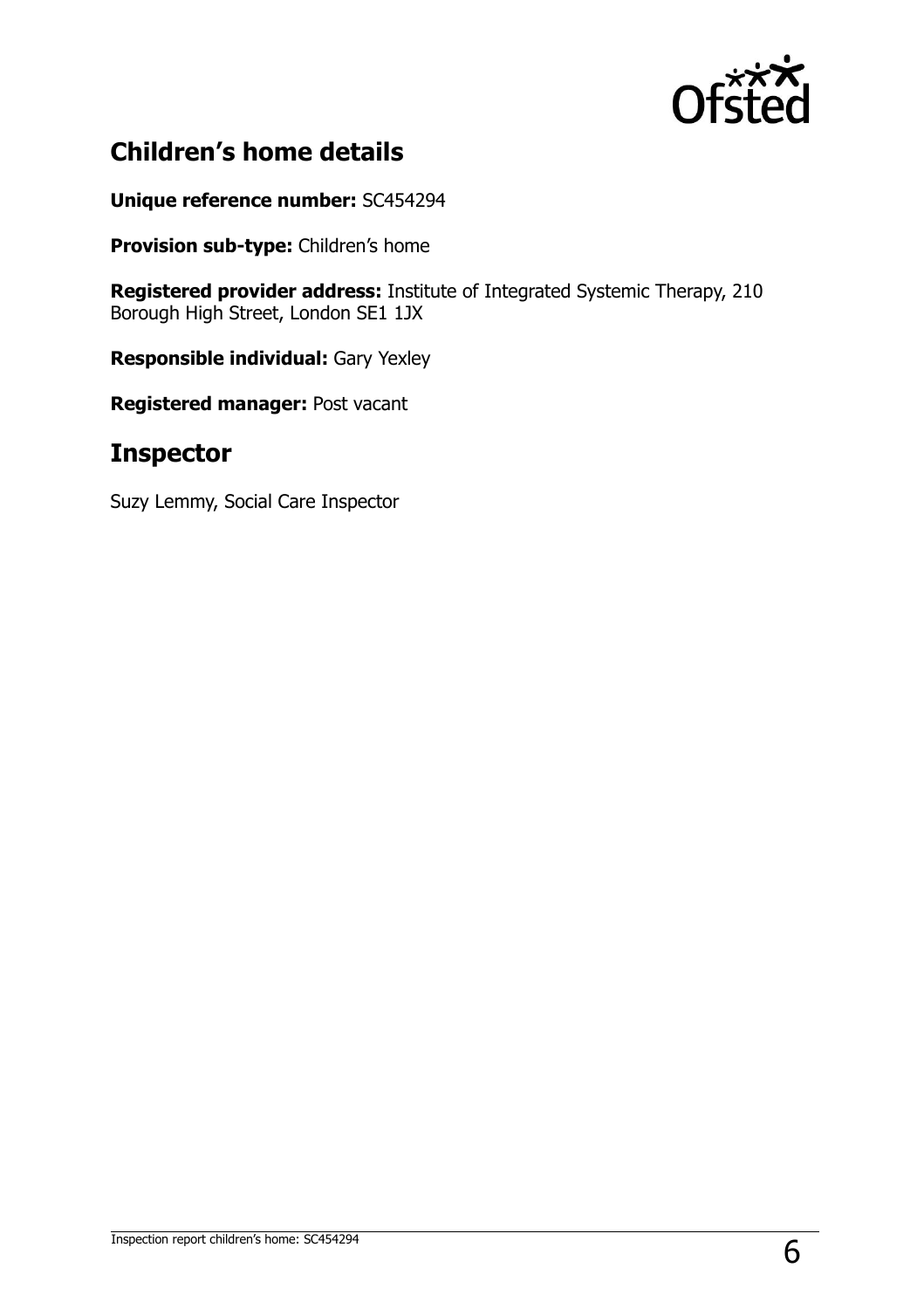## Children's home details

**Unique reference number:** SC454294

**Provision sub-type:** Children's home

**Registered provider address:** Institute of Integrated Systemic Therapy, 210 Borough High Street, London SE1 1JX

**Responsible individual:** Gary Yexley

**Registered manager:** Post vacant

## Inspector

Suzy Lemmy, Social Care Inspector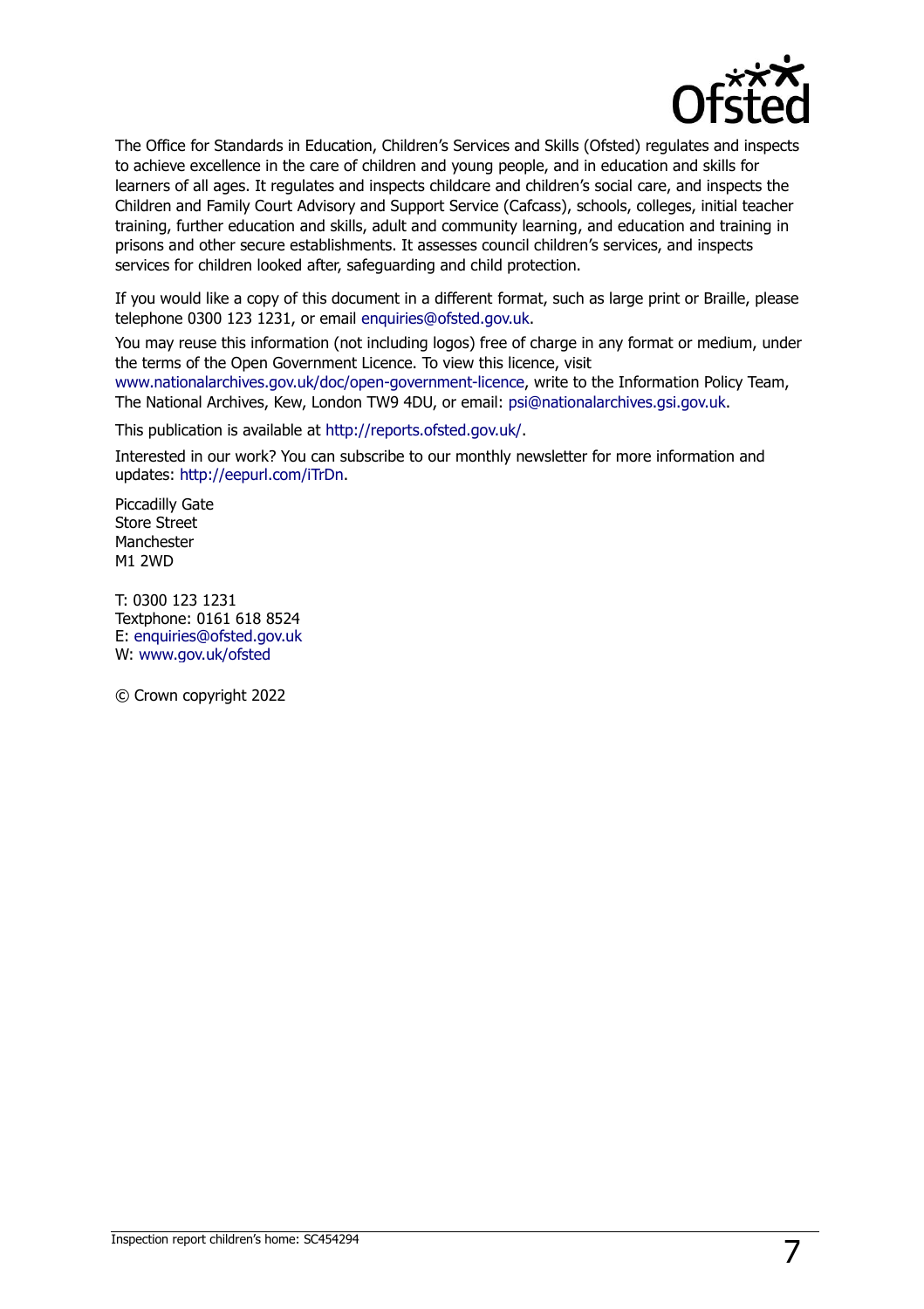The Office for Standards in Education, Children's Services and Skills (Ofsted) regulates and inspects to achieve excellence in the care of children and young people, and in education and skills for learners of all ages. It regulates and inspects childcare and children's social care, and inspects the Children and Family Court Advisory and Support Service (Cafcass), schools, colleges, initial teacher training, further education and skills, adult and community learning, and education and training in prisons and other secure establishments. It assesses council children's services, and inspects services for children looked after, safeguarding and child protection.

If you would like a copy of this document in a different format, such as large print or Braille, please telephone 0300 123 1231, or email enquiries@ofsted.gov.uk.

You may reuse this information (not including logos) free of charge in any format or medium, under the terms of the Open Government Licence. To view this licence, visit www.nationalarchives.gov.uk/doc/open-government-licence, write to the Information Policy Team, The National Archives, Kew, London TW9 4DU, or email: psi@nationalarchives.gsi.gov.uk.

This publication is available at http://reports.ofsted.gov.uk/.

Interested in our work? You can subscribe to our monthly newsletter for more information and updates: http://eepurl.com/iTrDn.

Piccadilly Gate
Store Street
Manchester
M1 2WD

T: 0300 123 1231
Textphone: 0161 618 8524
E: enquiries@ofsted.gov.uk
W: www.gov.uk/ofsted

© Crown copyright 2022